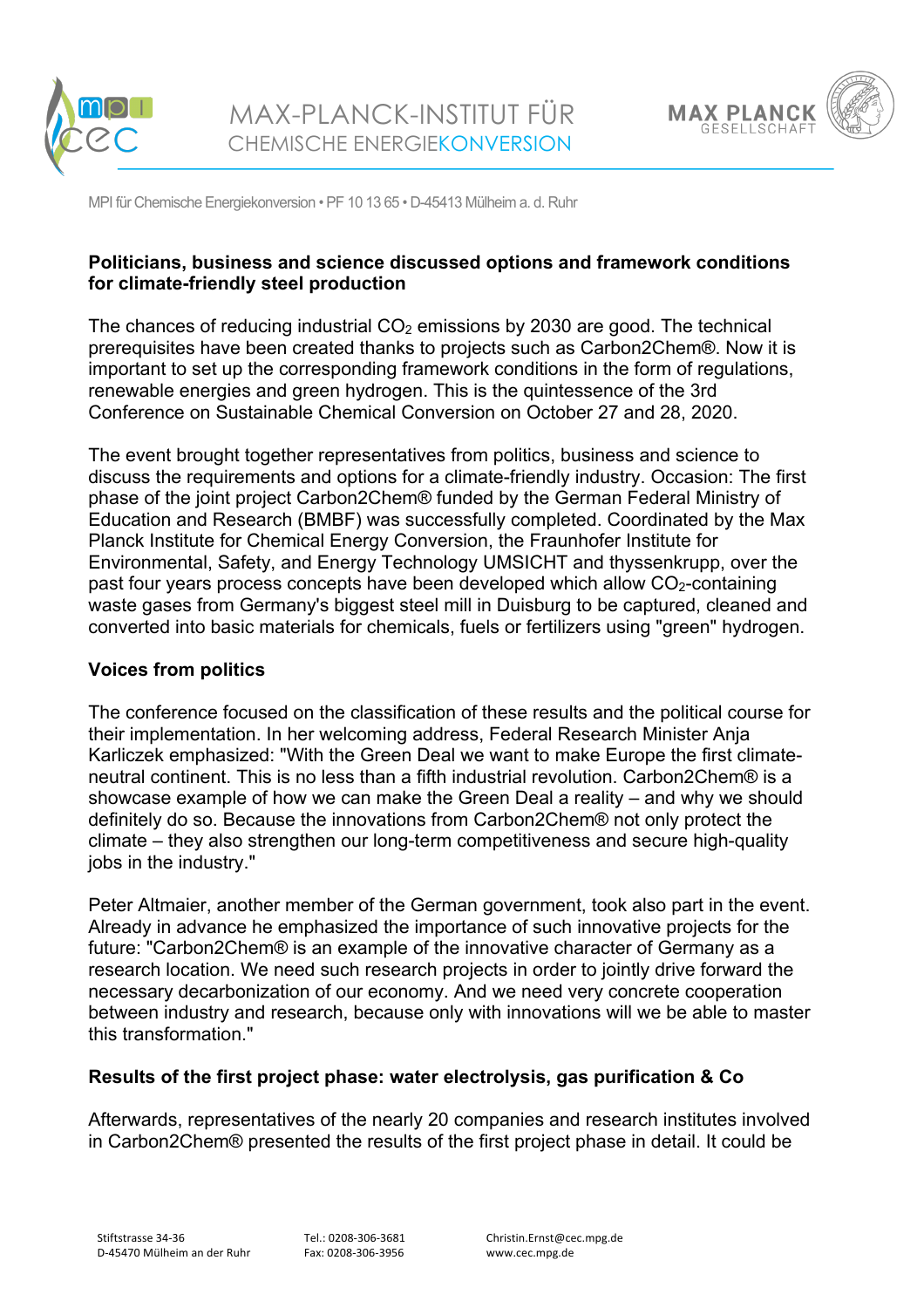MPI für Chemische Energiekonversion • PF 10 13 65 • D-45413 Mülheim a. d. Ruhr

**Politicians, business and science discussed options and framework conditions for climate-friendly steel production**

The chances of reducing industrial $CO_2$ emissions by 2030 are good. The technical prerequisites have been created thanks to projects such as Carbon2Chem®. Now it is important to set up the corresponding framework conditions in the form of regulations, renewable energies and green hydrogen. This is the quintessence of the 3rd Conference on Sustainable Chemical Conversion on October 27 and 28, 2020.

The event brought together representatives from politics, business and science to discuss the requirements and options for a climate-friendly industry. Occasion: The first phase of the joint project Carbon2Chem® funded by the German Federal Ministry of Education and Research (BMBF) was successfully completed. Coordinated by the Max Planck Institute for Chemical Energy Conversion, the Fraunhofer Institute for Environmental, Safety, and Energy Technology UMSICHT and thyssenkrupp, over the past four years process concepts have been developed which allow $CO_2$-containing waste gases from Germany's biggest steel mill in Duisburg to be captured, cleaned and converted into basic materials for chemicals, fuels or fertilizers using "green" hydrogen.

**Voices from politics**

The conference focused on the classification of these results and the political course for their implementation. In her welcoming address, Federal Research Minister Anja Karliczek emphasized: "With the Green Deal we want to make Europe the first climate-neutral continent. This is no less than a fifth industrial revolution. Carbon2Chem® is a showcase example of how we can make the Green Deal a reality – and why we should definitely do so. Because the innovations from Carbon2Chem® not only protect the climate – they also strengthen our long-term competitiveness and secure high-quality jobs in the industry."

Peter Altmaier, another member of the German government, took also part in the event. Already in advance he emphasized the importance of such innovative projects for the future: "Carbon2Chem® is an example of the innovative character of Germany as a research location. We need such research projects in order to jointly drive forward the necessary decarbonization of our economy. And we need very concrete cooperation between industry and research, because only with innovations will we be able to master this transformation."

**Results of the first project phase: water electrolysis, gas purification & Co**

Afterwards, representatives of the nearly 20 companies and research institutes involved in Carbon2Chem® presented the results of the first project phase in detail. It could be

Stiftstrasse 34-36
D-45470 Mülheim an der Ruhr

Tel.: 0208-306-3681
Fax: 0208-306-3956

Christin.Ernst@cec.mpg.de
www.cec.mpg.de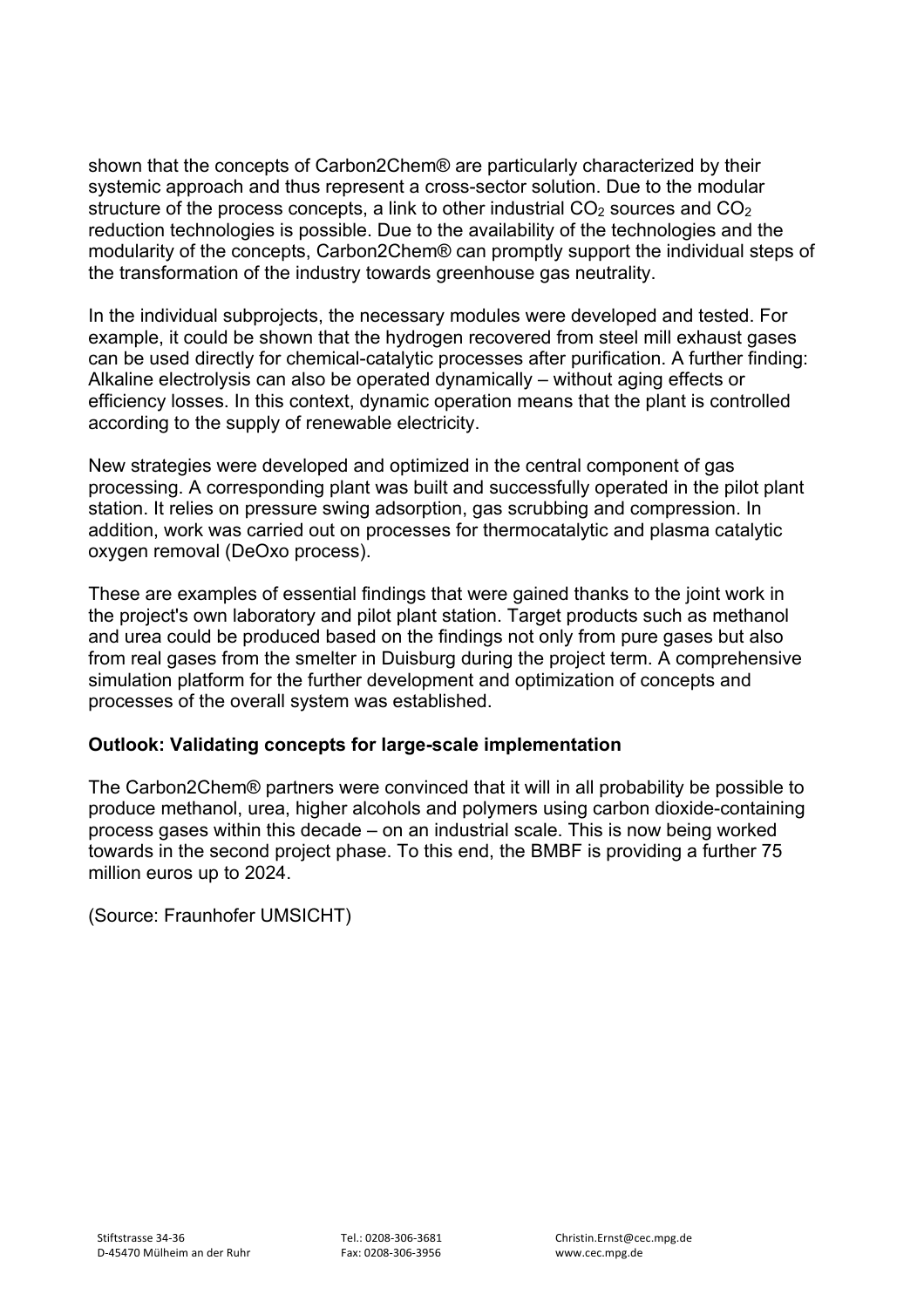shown that the concepts of Carbon2Chem® are particularly characterized by their systemic approach and thus represent a cross-sector solution. Due to the modular structure of the process concepts, a link to other industrial $CO_2$ sources and $CO_2$ reduction technologies is possible. Due to the availability of the technologies and the modularity of the concepts, Carbon2Chem® can promptly support the individual steps of the transformation of the industry towards greenhouse gas neutrality.

In the individual subprojects, the necessary modules were developed and tested. For example, it could be shown that the hydrogen recovered from steel mill exhaust gases can be used directly for chemical-catalytic processes after purification. A further finding: Alkaline electrolysis can also be operated dynamically – without aging effects or efficiency losses. In this context, dynamic operation means that the plant is controlled according to the supply of renewable electricity.

New strategies were developed and optimized in the central component of gas processing. A corresponding plant was built and successfully operated in the pilot plant station. It relies on pressure swing adsorption, gas scrubbing and compression. In addition, work was carried out on processes for thermocatalytic and plasma catalytic oxygen removal (DeOxo process).

These are examples of essential findings that were gained thanks to the joint work in the project's own laboratory and pilot plant station. Target products such as methanol and urea could be produced based on the findings not only from pure gases but also from real gases from the smelter in Duisburg during the project term. A comprehensive simulation platform for the further development and optimization of concepts and processes of the overall system was established.

**Outlook: Validating concepts for large-scale implementation**

The Carbon2Chem® partners were convinced that it will in all probability be possible to produce methanol, urea, higher alcohols and polymers using carbon dioxide-containing process gases within this decade – on an industrial scale. This is now being worked towards in the second project phase. To this end, the BMBF is providing a further 75 million euros up to 2024.

(Source: Fraunhofer UMSICHT)